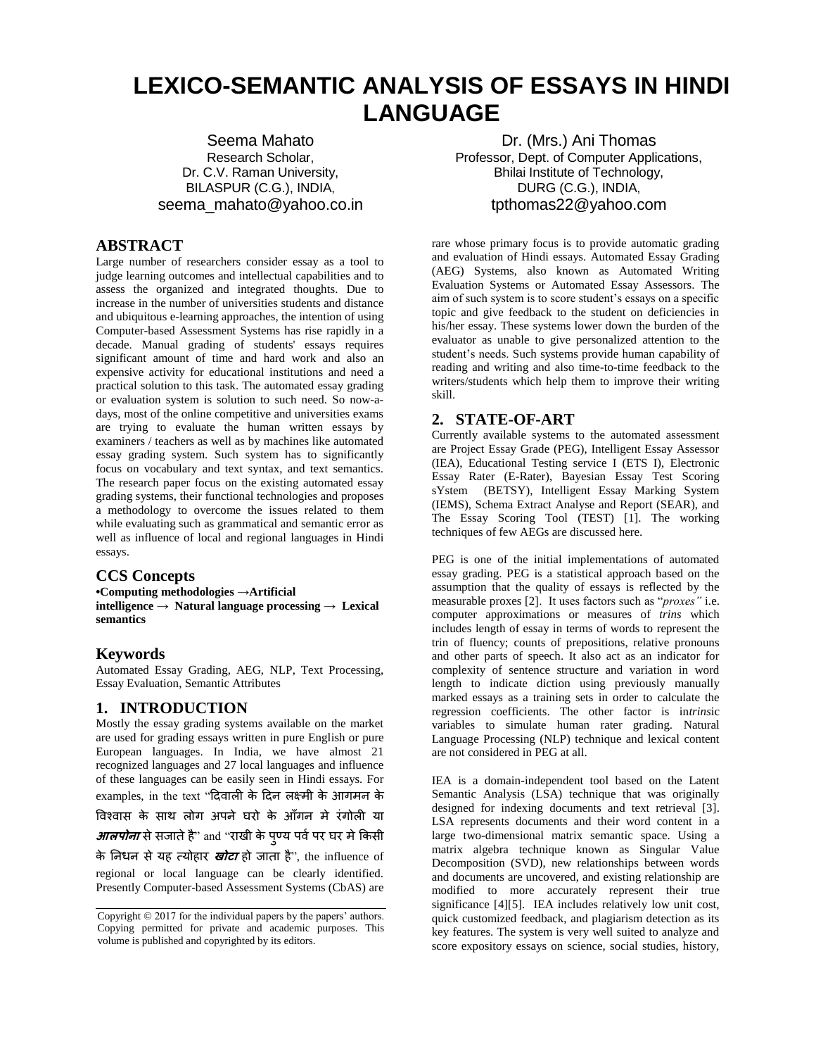# LEXICO-SEMANTIC ANALYSIS OF ESSAYS IN HINDI LANGUAGE

Seema Mahato
Research Scholar,
Dr. C.V. Raman University,
BILASPUR (C.G.), INDIA,
seema_mahato@yahoo.co.in

Dr. (Mrs.) Ani Thomas
Professor, Dept. of Computer Applications,
Bhilai Institute of Technology,
DURG (C.G.), INDIA,
tpthomas22@yahoo.com

## ABSTRACT

Large number of researchers consider essay as a tool to judge learning outcomes and intellectual capabilities and to assess the organized and integrated thoughts. Due to increase in the number of universities students and distance and ubiquitous e-learning approaches, the intention of using Computer-based Assessment Systems has rise rapidly in a decade. Manual grading of students' essays requires significant amount of time and hard work and also an expensive activity for educational institutions and need a practical solution to this task. The automated essay grading or evaluation system is solution to such need. So now-a-days, most of the online competitive and universities exams are trying to evaluate the human written essays by examiners / teachers as well as by machines like automated essay grading system. Such system has to significantly focus on vocabulary and text syntax, and text semantics. The research paper focus on the existing automated essay grading systems, their functional technologies and proposes a methodology to overcome the issues related to them while evaluating such as grammatical and semantic error as well as influence of local and regional languages in Hindi essays.

### CCS Concepts

**•Computing methodologies →Artificial intelligence → Natural language processing → Lexical semantics**

### Keywords

Automated Essay Grading, AEG, NLP, Text Processing, Essay Evaluation, Semantic Attributes

## 1. INTRODUCTION

Mostly the essay grading systems available on the market are used for grading essays written in pure English or pure European languages. In India, we have almost 21 recognized languages and 27 local languages and influence of these languages can be easily seen in Hindi essays. For examples, in the text "दिवाली के दिन लक्ष्मी के आगमन के विश्वास के साथ लोग अपने घरो के आँगन मे रंगोली या ***आलपोना*** से सजाते है" and "राखी के पुण्य पर्व पर घर मे किसी के निधन से यह त्योहार ***खोटा*** हो जाता है", the influence of regional or local language can be clearly identified. Presently Computer-based Assessment Systems (CbAS) are rare whose primary focus is to provide automatic grading and evaluation of Hindi essays. Automated Essay Grading (AEG) Systems, also known as Automated Writing Evaluation Systems or Automated Essay Assessors. The aim of such system is to score student's essays on a specific topic and give feedback to the student on deficiencies in his/her essay. These systems lower down the burden of the evaluator as unable to give personalized attention to the student's needs. Such systems provide human capability of reading and writing and also time-to-time feedback to the writers/students which help them to improve their writing skill.

## 2. STATE-OF-ART

Currently available systems to the automated assessment are Project Essay Grade (PEG), Intelligent Essay Assessor (IEA), Educational Testing service I (ETS I), Electronic Essay Rater (E-Rater), Bayesian Essay Test Scoring sYstem (BETSY), Intelligent Essay Marking System (IEMS), Schema Extract Analyse and Report (SEAR), and The Essay Scoring Tool (TEST) [1]. The working techniques of few AEGs are discussed here.

PEG is one of the initial implementations of automated essay grading. PEG is a statistical approach based on the assumption that the quality of essays is reflected by the measurable proxes [2]. It uses factors such as "*proxes"* i.e. computer approximations or measures of *trins* which includes length of essay in terms of words to represent the trin of fluency; counts of prepositions, relative pronouns and other parts of speech. It also act as an indicator for complexity of sentence structure and variation in word length to indicate diction using previously manually marked essays as a training sets in order to calculate the regression coefficients. The other factor is in*trins*ic variables to simulate human rater grading. Natural Language Processing (NLP) technique and lexical content are not considered in PEG at all.

IEA is a domain-independent tool based on the Latent Semantic Analysis (LSA) technique that was originally designed for indexing documents and text retrieval [3]. LSA represents documents and their word content in a large two-dimensional matrix semantic space. Using a matrix algebra technique known as Singular Value Decomposition (SVD), new relationships between words and documents are uncovered, and existing relationship are modified to more accurately represent their true significance [4][5]. IEA includes relatively low unit cost, quick customized feedback, and plagiarism detection as its key features. The system is very well suited to analyze and score expository essays on science, social studies, history,

Copyright © 2017 for the individual papers by the papers' authors. Copying permitted for private and academic purposes. This volume is published and copyrighted by its editors.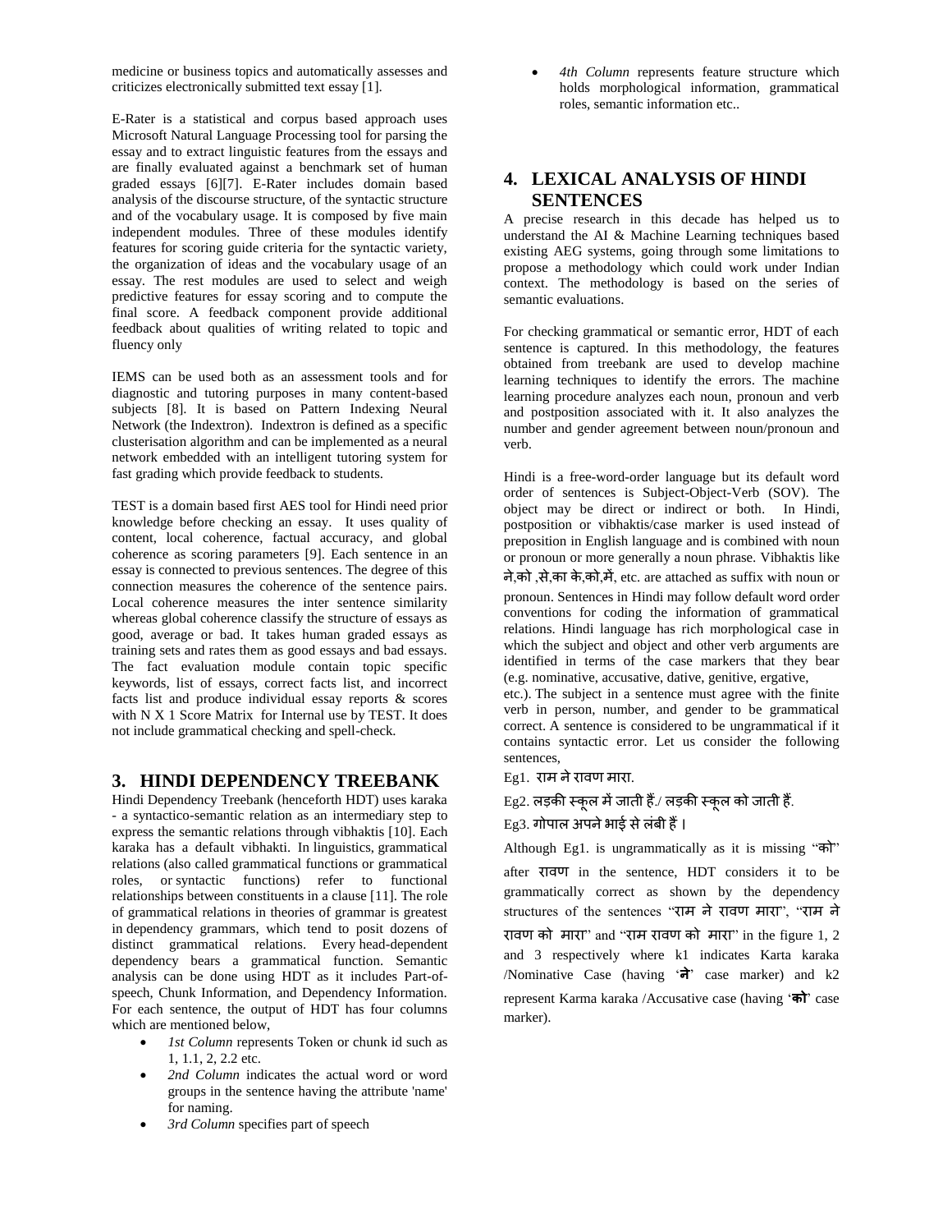medicine or business topics and automatically assesses and criticizes electronically submitted text essay [1].

E-Rater is a statistical and corpus based approach uses Microsoft Natural Language Processing tool for parsing the essay and to extract linguistic features from the essays and are finally evaluated against a benchmark set of human graded essays [6][7]. E-Rater includes domain based analysis of the discourse structure, of the syntactic structure and of the vocabulary usage. It is composed by five main independent modules. Three of these modules identify features for scoring guide criteria for the syntactic variety, the organization of ideas and the vocabulary usage of an essay. The rest modules are used to select and weigh predictive features for essay scoring and to compute the final score. A feedback component provide additional feedback about qualities of writing related to topic and fluency only

IEMS can be used both as an assessment tools and for diagnostic and tutoring purposes in many content-based subjects [8]. It is based on Pattern Indexing Neural Network (the Indextron). Indextron is defined as a specific clusterisation algorithm and can be implemented as a neural network embedded with an intelligent tutoring system for fast grading which provide feedback to students.

TEST is a domain based first AES tool for Hindi need prior knowledge before checking an essay. It uses quality of content, local coherence, factual accuracy, and global coherence as scoring parameters [9]. Each sentence in an essay is connected to previous sentences. The degree of this connection measures the coherence of the sentence pairs. Local coherence measures the inter sentence similarity whereas global coherence classify the structure of essays as good, average or bad. It takes human graded essays as training sets and rates them as good essays and bad essays. The fact evaluation module contain topic specific keywords, list of essays, correct facts list, and incorrect facts list and produce individual essay reports & scores with N X 1 Score Matrix for Internal use by TEST. It does not include grammatical checking and spell-check.

## 3. HINDI DEPENDENCY TREEBANK

Hindi Dependency Treebank (henceforth HDT) uses karaka - a syntactico-semantic relation as an intermediary step to express the semantic relations through vibhaktis [10]. Each karaka has a default vibhakti. In linguistics, grammatical relations (also called grammatical functions or grammatical roles, or syntactic functions) refer to functional relationships between constituents in a clause [11]. The role of grammatical relations in theories of grammar is greatest in dependency grammars, which tend to posit dozens of distinct grammatical relations. Every head-dependent dependency bears a grammatical function. Semantic analysis can be done using HDT as it includes Part-of-speech, Chunk Information, and Dependency Information. For each sentence, the output of HDT has four columns which are mentioned below,

- *1st Column* represents Token or chunk id such as 1, 1.1, 2, 2.2 etc.
- *2nd Column* indicates the actual word or word groups in the sentence having the attribute 'name' for naming.
- *3rd Column* specifies part of speech
- *4th Column* represents feature structure which holds morphological information, grammatical roles, semantic information etc..

## 4. LEXICAL ANALYSIS OF HINDI SENTENCES

A precise research in this decade has helped us to understand the AI & Machine Learning techniques based existing AEG systems, going through some limitations to propose a methodology which could work under Indian context. The methodology is based on the series of semantic evaluations.

For checking grammatical or semantic error, HDT of each sentence is captured. In this methodology, the features obtained from treebank are used to develop machine learning techniques to identify the errors. The machine learning procedure analyzes each noun, pronoun and verb and postposition associated with it. It also analyzes the number and gender agreement between noun/pronoun and verb.

Hindi is a free-word-order language but its default word order of sentences is Subject-Object-Verb (SOV). The object may be direct or indirect or both. In Hindi, postposition or vibhaktis/case marker is used instead of preposition in English language and is combined with noun or pronoun or more generally a noun phrase. Vibhaktis like ने,को ,से,का के,को,में, etc. are attached as suffix with noun or pronoun. Sentences in Hindi may follow default word order conventions for coding the information of grammatical relations. Hindi language has rich morphological case in which the subject and object and other verb arguments are identified in terms of the case markers that they bear (e.g. nominative, accusative, dative, genitive, ergative, etc.). The subject in a sentence must agree with the finite verb in person, number, and gender to be grammatical correct. A sentence is considered to be ungrammatical if it contains syntactic error. Let us consider the following sentences,

Eg1. राम ने रावण मारा.

Eg2. लड़की स्कूल में जाती हैं./ लड़की स्कूल को जाती हैं.

Eg3. गोपाल अपने भाई से लंबी हैं ।

Although Eg1. is ungrammatically as it is missing "को" after रावण in the sentence, HDT considers it to be grammatically correct as shown by the dependency structures of the sentences "राम ने रावण मारा", "राम ने रावण को मारा" and "राम रावण को मारा" in the figure 1, 2 and 3 respectively where k1 indicates Karta karaka /Nominative Case (having '**ने**' case marker) and k2 represent Karma karaka /Accusative case (having '**को**' case marker).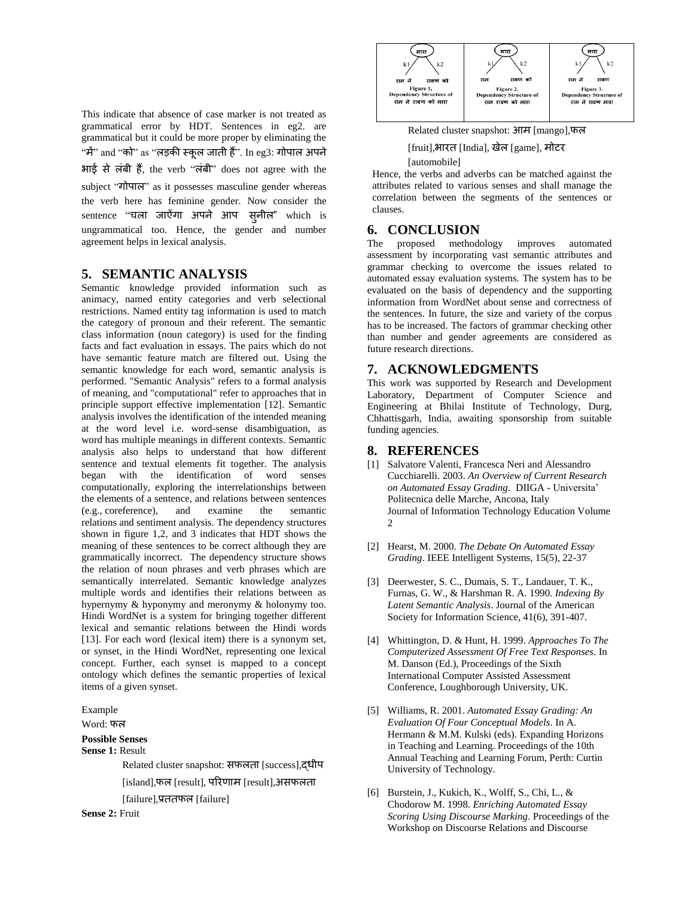This indicate that absence of case marker is not treated as grammatical error by HDT. Sentences in eg2. are grammatical but it could be more proper by eliminating the "में" and "को" as "लड़की स्कूल जाती हैं". In eg3: गोपाल अपने भाई से लंबी हैं, the verb "लंबी" does not agree with the subject "गोपाल" as it possesses masculine gender whereas the verb here has feminine gender. Now consider the sentence "चला जाएँगा अपने आप सुनील" which is ungrammatical too. Hence, the gender and number agreement helps in lexical analysis.

## 5. SEMANTIC ANALYSIS

Semantic knowledge provided information such as animacy, named entity categories and verb selectional restrictions. Named entity tag information is used to match the category of pronoun and their referent. The semantic class information (noun category) is used for the finding facts and fact evaluation in essays. The pairs which do not have semantic feature match are filtered out. Using the semantic knowledge for each word, semantic analysis is performed. "Semantic Analysis" refers to a formal analysis of meaning, and "computational" refer to approaches that in principle support effective implementation [12]. Semantic analysis involves the identification of the intended meaning at the word level i.e. word-sense disambiguation, as word has multiple meanings in different contexts. Semantic analysis also helps to understand that how different sentence and textual elements fit together. The analysis began with the identification of word senses computationally, exploring the interrelationships between the elements of a sentence, and relations between sentences (e.g., coreference), and examine the semantic relations and sentiment analysis. The dependency structures shown in figure 1,2, and 3 indicates that HDT shows the meaning of these sentences to be correct although they are grammatically incorrect. The dependency structure shows the relation of noun phrases and verb phrases which are semantically interrelated. Semantic knowledge analyzes multiple words and identifies their relations between as hypernymy & hyponymy and meronymy & holonymy too. Hindi WordNet is a system for bringing together different lexical and semantic relations between the Hindi words [13]. For each word (lexical item) there is a synonym set, or synset, in the Hindi WordNet, representing one lexical concept. Further, each synset is mapped to a concept ontology which defines the semantic properties of lexical items of a given synset.

Example

Word: फल

**Possible Senses**

**Sense 1:** Result

Related cluster snapshot: सफलता [success],द्धीप [island],फल [result], परिणाम [result],असफलता [failure],प्रततफल [failure]

**Sense 2:** Fruit

Related cluster snapshot: आम [mango],फल [fruit],भारत [India], खेल [game], मोटर [automobile]

| मारा (k1: राम ने, k2: रावण को) | मारा (k1: राम, k2: रावण को) | मारा (k1: राम ने, k2: रावण) |
|---|---|---|
| Figure 1. Dependency Structure of राम ने रावण को मारा | Figure 2. Dependency Structure of राम रावण को मारा | Figure 3. Dependency Structure of राम ने रावण मारा |

Hence, the verbs and adverbs can be matched against the attributes related to various senses and shall manage the correlation between the segments of the sentences or clauses.

## 6. CONCLUSION

The proposed methodology improves automated assessment by incorporating vast semantic attributes and grammar checking to overcome the issues related to automated essay evaluation systems. The system has to be evaluated on the basis of dependency and the supporting information from WordNet about sense and correctness of the sentences. In future, the size and variety of the corpus has to be increased. The factors of grammar checking other than number and gender agreements are considered as future research directions.

## 7. ACKNOWLEDGMENTS

This work was supported by Research and Development Laboratory, Department of Computer Science and Engineering at Bhilai Institute of Technology, Durg, Chhattisgarh, India, awaiting sponsorship from suitable funding agencies.

## 8. REFERENCES

[1] Salvatore Valenti, Francesca Neri and Alessandro Cucchiarelli. 2003. *An Overview of Current Research on Automated Essay Grading*. DIIGA - Universita' Politecnica delle Marche, Ancona, Italy Journal of Information Technology Education Volume 2

[2] Hearst, M. 2000. *The Debate On Automated Essay Grading*. IEEE Intelligent Systems, 15(5), 22-37

[3] Deerwester, S. C., Dumais, S. T., Landauer, T. K., Furnas, G. W., & Harshman R. A. 1990. *Indexing By Latent Semantic Analysis*. Journal of the American Society for Information Science, 41(6), 391-407.

[4] Whittington, D. & Hunt, H. 1999. *Approaches To The Computerized Assessment Of Free Text Responses*. In M. Danson (Ed.), Proceedings of the Sixth International Computer Assisted Assessment Conference, Loughborough University, UK.

[5] Williams, R. 2001. *Automated Essay Grading: An Evaluation Of Four Conceptual Models*. In A. Hermann & M.M. Kulski (eds). Expanding Horizons in Teaching and Learning. Proceedings of the 10th Annual Teaching and Learning Forum, Perth: Curtin University of Technology.

[6] Burstein, J., Kukich, K., Wolff, S., Chi, L., & Chodorow M. 1998. *Enriching Automated Essay Scoring Using Discourse Marking*. Proceedings of the Workshop on Discourse Relations and Discourse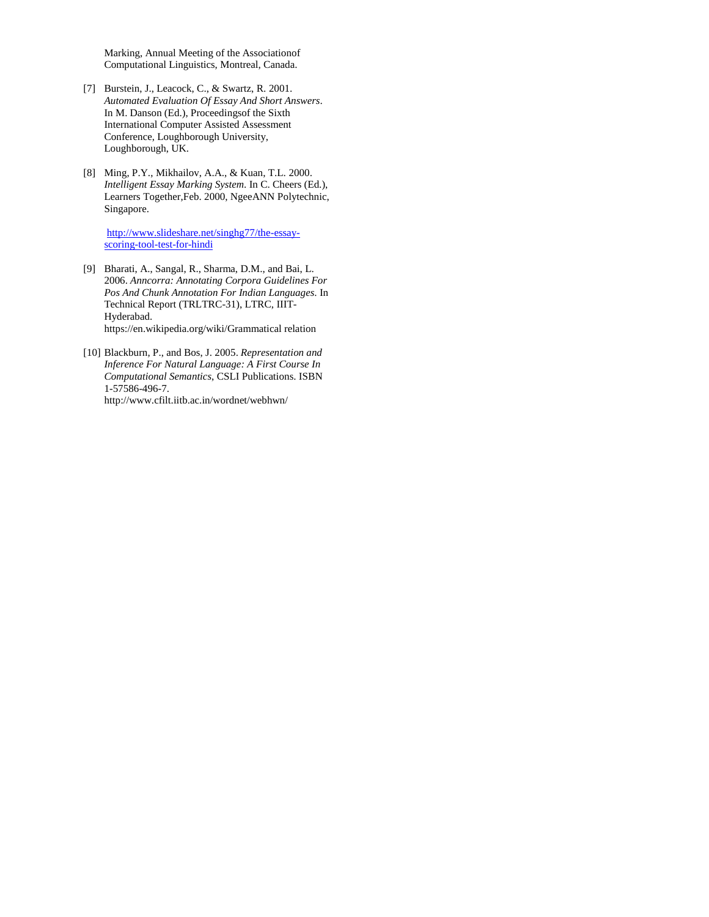Marking, Annual Meeting of the Associationof Computational Linguistics, Montreal, Canada.

[7] Burstein, J., Leacock, C., & Swartz, R. 2001. *Automated Evaluation Of Essay And Short Answers*. In M. Danson (Ed.), Proceedingsof the Sixth International Computer Assisted Assessment Conference, Loughborough University, Loughborough, UK.

[8] Ming, P.Y., Mikhailov, A.A., & Kuan, T.L. 2000. *Intelligent Essay Marking System*. In C. Cheers (Ed.), Learners Together,Feb. 2000, NgeeANN Polytechnic, Singapore.

http://www.slideshare.net/singhg77/the-essay-scoring-tool-test-for-hindi

[9] Bharati, A., Sangal, R., Sharma, D.M., and Bai, L. 2006. *Anncorra: Annotating Corpora Guidelines For Pos And Chunk Annotation For Indian Languages*. In Technical Report (TRLTRC-31), LTRC, IIIT-Hyderabad.
https://en.wikipedia.org/wiki/Grammatical relation

[10] Blackburn, P., and Bos, J. 2005. *Representation and Inference For Natural Language: A First Course In Computational Semantics*, CSLI Publications. ISBN 1-57586-496-7.
http://www.cfilt.iitb.ac.in/wordnet/webhwn/